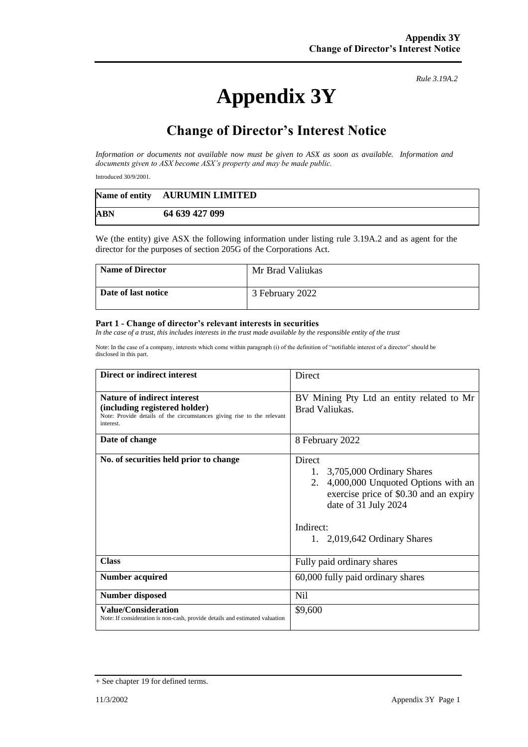*Rule 3.19A.2*

# Appendix 3Y

## Change of Director's Interest Notice

*Information or documents not available now must be given to ASX as soon as available. Information and documents given to ASX become ASX's property and may be made public.*

Introduced 30/9/2001.

| Name of entity | AURUMIN LIMITED |
|---|---|
| **ABN** | **64 639 427 099** |

We (the entity) give ASX the following information under listing rule 3.19A.2 and as agent for the director for the purposes of section 205G of the Corporations Act.

| Name of Director | Mr Brad Valiukas |
|---|---|
| **Date of last notice** | 3 February 2022 |

**Part 1 - Change of director's relevant interests in securities**

*In the case of a trust, this includes interests in the trust made available by the responsible entity of the trust*

Note: In the case of a company, interests which come within paragraph (i) of the definition of "notifiable interest of a director" should be disclosed in this part.

| Direct or indirect interest | Direct |
|---|---|
| **Nature of indirect interest (including registered holder)**<br>Note: Provide details of the circumstances giving rise to the relevant interest. | BV Mining Pty Ltd an entity related to Mr Brad Valiukas. |
| **Date of change** | 8 February 2022 |
| **No. of securities held prior to change** | Direct<br>1. 3,705,000 Ordinary Shares<br>2. 4,000,000 Unquoted Options with an exercise price of $0.30 and an expiry date of 31 July 2024<br><br>Indirect:<br>1. 2,019,642 Ordinary Shares |
| **Class** | Fully paid ordinary shares |
| **Number acquired** | 60,000 fully paid ordinary shares |
| **Number disposed** | Nil |
| **Value/Consideration**<br>Note: If consideration is non-cash, provide details and estimated valuation | $9,600 |

+ See chapter 19 for defined terms.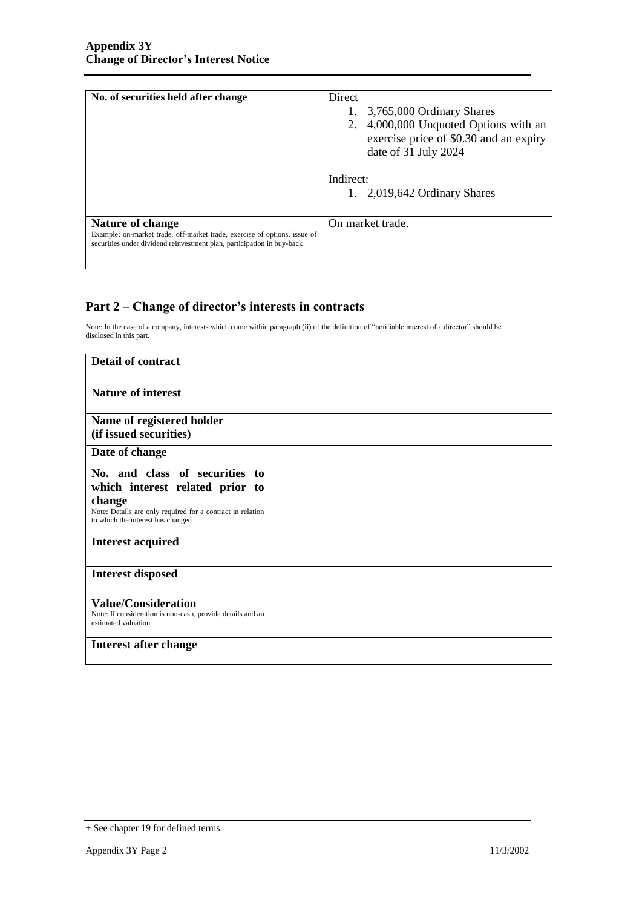| No. of securities held after change | Direct<br>1. 3,765,000 Ordinary Shares<br>2. 4,000,000 Unquoted Options with an exercise price of $0.30 and an expiry date of 31 July 2024<br><br>Indirect:<br>1. 2,019,642 Ordinary Shares |
|---|---|
| **Nature of change**<br>Example: on-market trade, off-market trade, exercise of options, issue of securities under dividend reinvestment plan, participation in buy-back | On market trade. |

## Part 2 – Change of director's interests in contracts

Note: In the case of a company, interests which come within paragraph (ii) of the definition of "notifiable interest of a director" should be disclosed in this part.

| **Detail of contract** | |
|---|---|
| **Nature of interest** | |
| **Name of registered holder (if issued securities)** | |
| **Date of change** | |
| **No. and class of securities to which interest related prior to change**<br>Note: Details are only required for a contract in relation to which the interest has changed | |
| **Interest acquired** | |
| **Interest disposed** | |
| **Value/Consideration**<br>Note: If consideration is non-cash, provide details and an estimated valuation | |
| **Interest after change** | |

+ See chapter 19 for defined terms.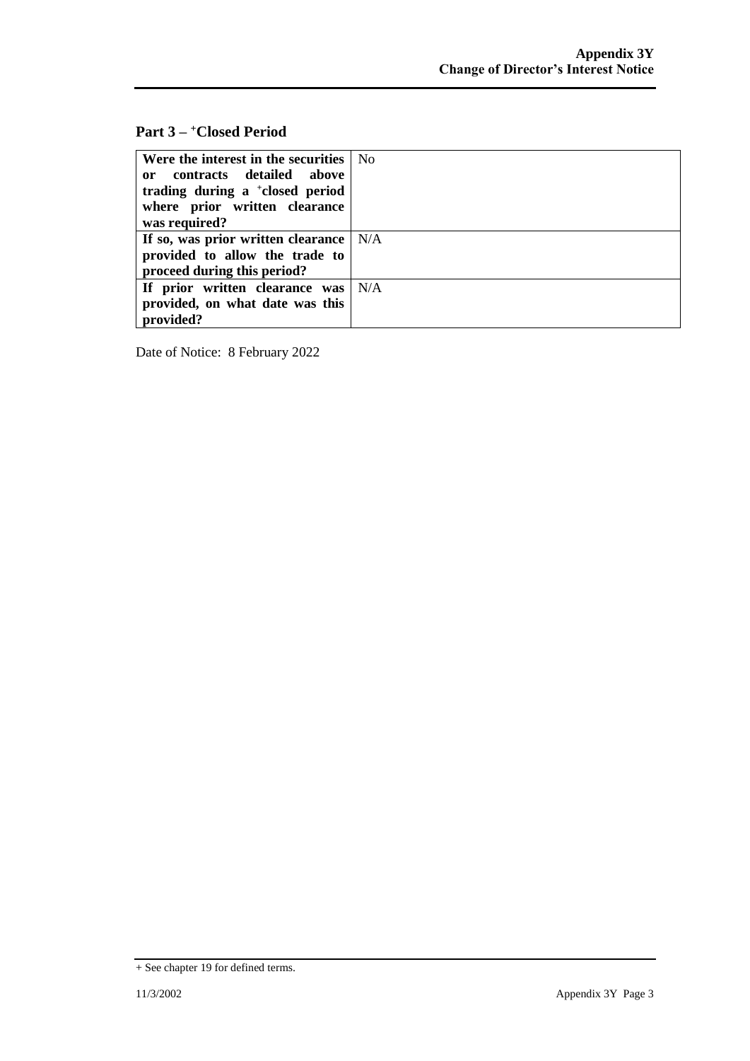## Part 3 – +Closed Period

| | |
|---|---|
| **Were the interest in the securities or contracts detailed above trading during a +closed period where prior written clearance was required?** | No |
| **If so, was prior written clearance provided to allow the trade to proceed during this period?** | N/A |
| **If prior written clearance was provided, on what date was this provided?** | N/A |

Date of Notice: 8 February 2022

+ See chapter 19 for defined terms.